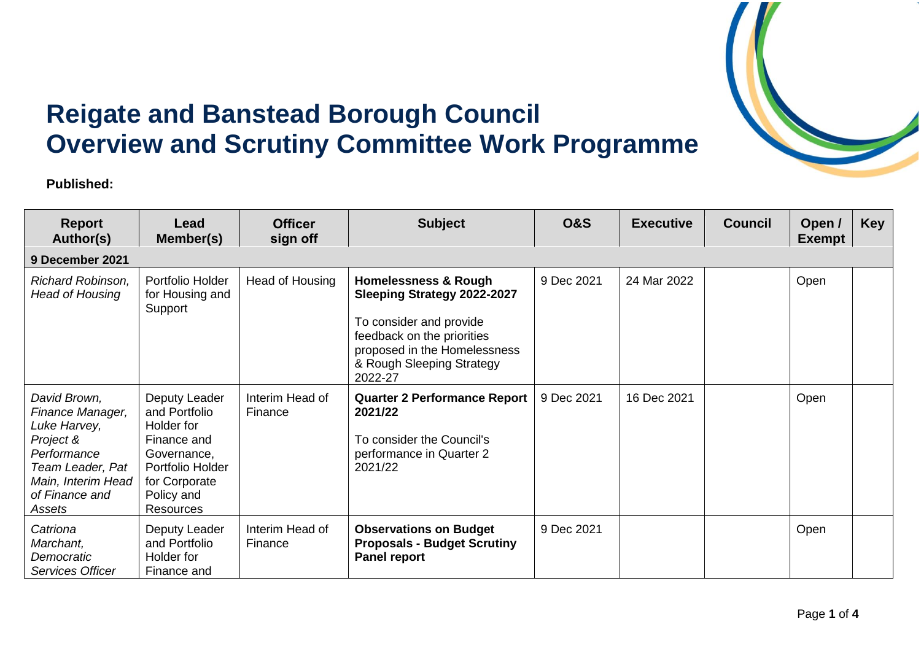# Reigate and Banstead Borough Council
# Overview and Scrutiny Committee Work Programme

**Published:**

| Report Author(s) | Lead Member(s) | Officer sign off | Subject | O&S | Executive | Council | Open / Exempt | Key |
|---|---|---|---|---|---|---|---|---|
| **9 December 2021** | | | | | | | | |
| *Richard Robinson, Head of Housing* | Portfolio Holder for Housing and Support | Head of Housing | **Homelessness & Rough Sleeping Strategy 2022-2027**<br><br>To consider and provide feedback on the priorities proposed in the Homelessness & Rough Sleeping Strategy 2022-27 | 9 Dec 2021 | 24 Mar 2022 | | Open | |
| *David Brown, Finance Manager, Luke Harvey, Project & Performance Team Leader, Pat Main, Interim Head of Finance and Assets* | Deputy Leader and Portfolio Holder for Finance and Governance, Portfolio Holder for Corporate Policy and Resources | Interim Head of Finance | **Quarter 2 Performance Report 2021/22**<br><br>To consider the Council's performance in Quarter 2 2021/22 | 9 Dec 2021 | 16 Dec 2021 | | Open | |
| *Catriona Marchant, Democratic Services Officer* | Deputy Leader and Portfolio Holder for Finance and | Interim Head of Finance | **Observations on Budget Proposals - Budget Scrutiny Panel report** | 9 Dec 2021 | | | Open | |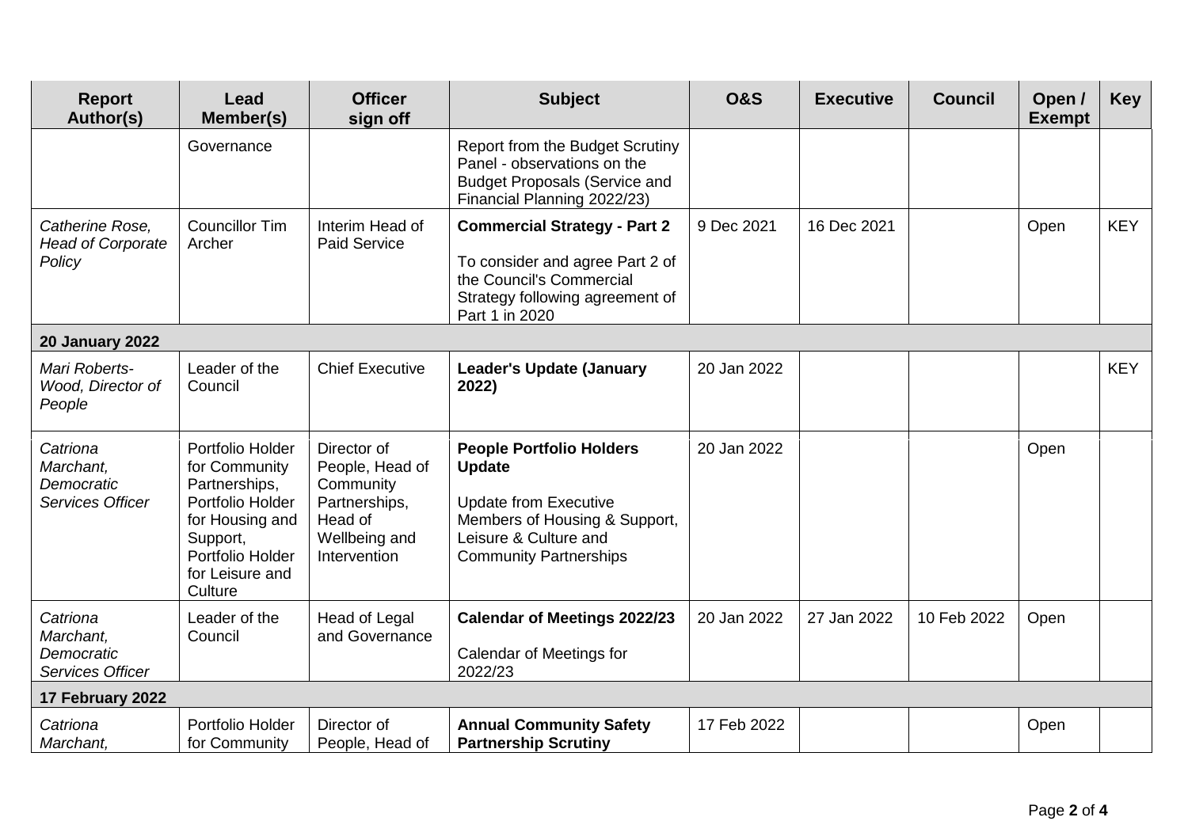| Report Author(s) | Lead Member(s) | Officer sign off | Subject | O&S | Executive | Council | Open / Exempt | Key |
|---|---|---|---|---|---|---|---|---|
| | Governance | | Report from the Budget Scrutiny Panel - observations on the Budget Proposals (Service and Financial Planning 2022/23) | | | | | |
| *Catherine Rose, Head of Corporate Policy* | Councillor Tim Archer | Interim Head of Paid Service | **Commercial Strategy - Part 2**<br><br>To consider and agree Part 2 of the Council's Commercial Strategy following agreement of Part 1 in 2020 | 9 Dec 2021 | 16 Dec 2021 | | Open | KEY |
| **20 January 2022** | | | | | | | | |
| *Mari Roberts-Wood, Director of People* | Leader of the Council | Chief Executive | **Leader's Update (January 2022)** | 20 Jan 2022 | | | | KEY |
| *Catriona Marchant, Democratic Services Officer* | Portfolio Holder for Community Partnerships, Portfolio Holder for Housing and Support, Portfolio Holder for Leisure and Culture | Director of People, Head of Community Partnerships, Head of Wellbeing and Intervention | **People Portfolio Holders Update**<br><br>Update from Executive Members of Housing & Support, Leisure & Culture and Community Partnerships | 20 Jan 2022 | | | Open | |
| *Catriona Marchant, Democratic Services Officer* | Leader of the Council | Head of Legal and Governance | **Calendar of Meetings 2022/23**<br><br>Calendar of Meetings for 2022/23 | 20 Jan 2022 | 27 Jan 2022 | 10 Feb 2022 | Open | |
| **17 February 2022** | | | | | | | | |
| *Catriona Marchant,* | Portfolio Holder for Community | Director of People, Head of | **Annual Community Safety Partnership Scrutiny** | 17 Feb 2022 | | | Open | |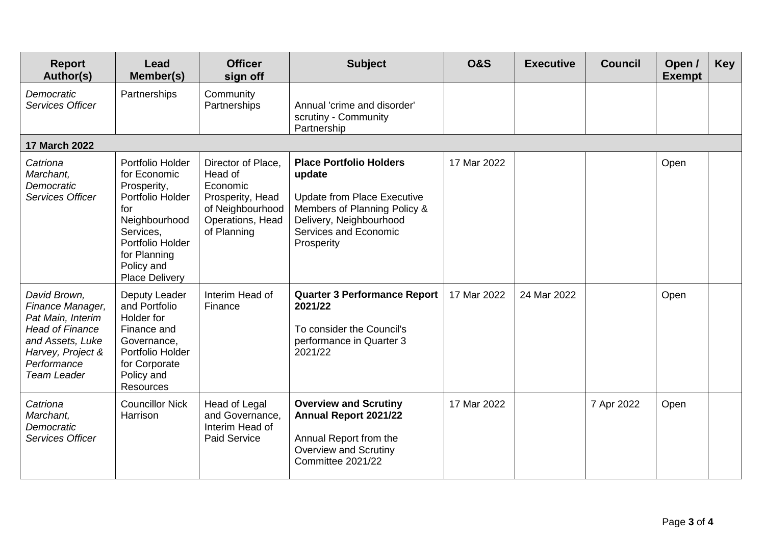| Report Author(s) | Lead Member(s) | Officer sign off | Subject | O&S | Executive | Council | Open / Exempt | Key |
|---|---|---|---|---|---|---|---|---|
| *Democratic Services Officer* | Partnerships | Community Partnerships | Annual 'crime and disorder' scrutiny - Community Partnership | | | | | |
| **17 March 2022** | | | | | | | | |
| *Catriona Marchant, Democratic Services Officer* | Portfolio Holder for Economic Prosperity, Portfolio Holder for Neighbourhood Services, Portfolio Holder for Planning Policy and Place Delivery | Director of Place, Head of Economic Prosperity, Head of Neighbourhood Operations, Head of Planning | **Place Portfolio Holders update**<br><br>Update from Place Executive Members of Planning Policy & Delivery, Neighbourhood Services and Economic Prosperity | 17 Mar 2022 | | | Open | |
| *David Brown, Finance Manager, Pat Main, Interim Head of Finance and Assets, Luke Harvey, Project & Performance Team Leader* | Deputy Leader and Portfolio Holder for Finance and Governance, Portfolio Holder for Corporate Policy and Resources | Interim Head of Finance | **Quarter 3 Performance Report 2021/22**<br><br>To consider the Council's performance in Quarter 3 2021/22 | 17 Mar 2022 | 24 Mar 2022 | | Open | |
| *Catriona Marchant, Democratic Services Officer* | Councillor Nick Harrison | Head of Legal and Governance, Interim Head of Paid Service | **Overview and Scrutiny Annual Report 2021/22**<br><br>Annual Report from the Overview and Scrutiny Committee 2021/22 | 17 Mar 2022 | | 7 Apr 2022 | Open | |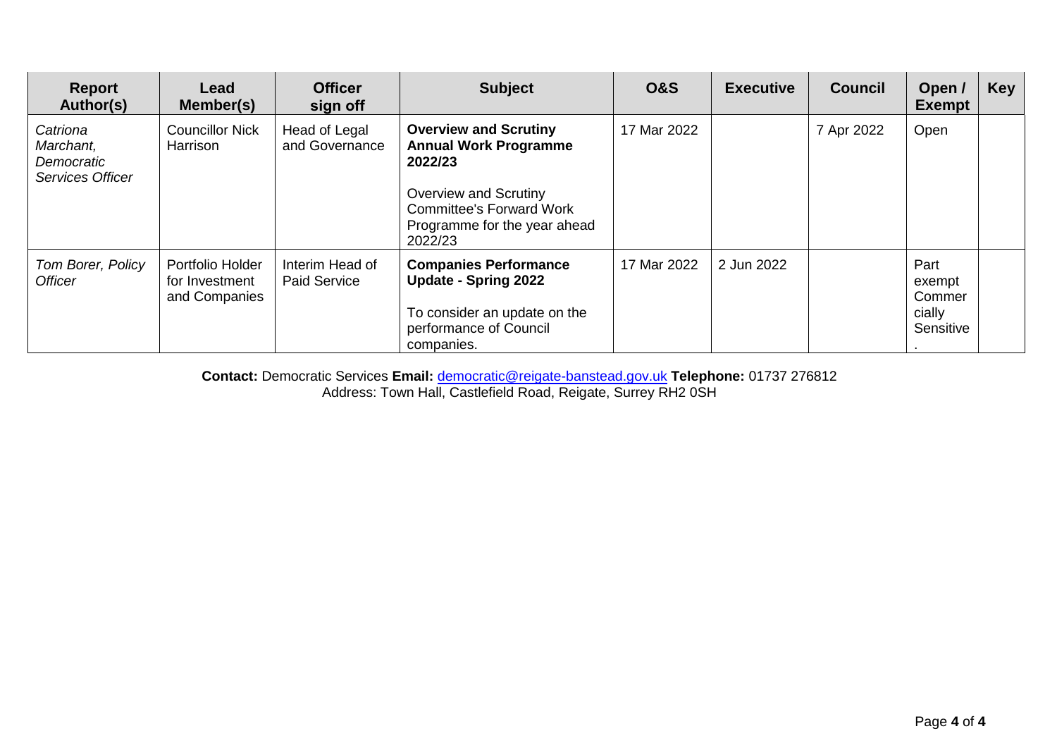| Report Author(s) | Lead Member(s) | Officer sign off | Subject | O&S | Executive | Council | Open / Exempt | Key |
|---|---|---|---|---|---|---|---|---|
| *Catriona Marchant, Democratic Services Officer* | Councillor Nick Harrison | Head of Legal and Governance | **Overview and Scrutiny Annual Work Programme 2022/23**<br><br>Overview and Scrutiny Committee's Forward Work Programme for the year ahead 2022/23 | 17 Mar 2022 | | 7 Apr 2022 | Open | |
| *Tom Borer, Policy Officer* | Portfolio Holder for Investment and Companies | Interim Head of Paid Service | **Companies Performance Update - Spring 2022**<br><br>To consider an update on the performance of Council companies. | 17 Mar 2022 | 2 Jun 2022 | | Part exempt Commercially Sensitive. | |

**Contact:** Democratic Services **Email:** democratic@reigate-banstead.gov.uk **Telephone:** 01737 276812
Address: Town Hall, Castlefield Road, Reigate, Surrey RH2 0SH